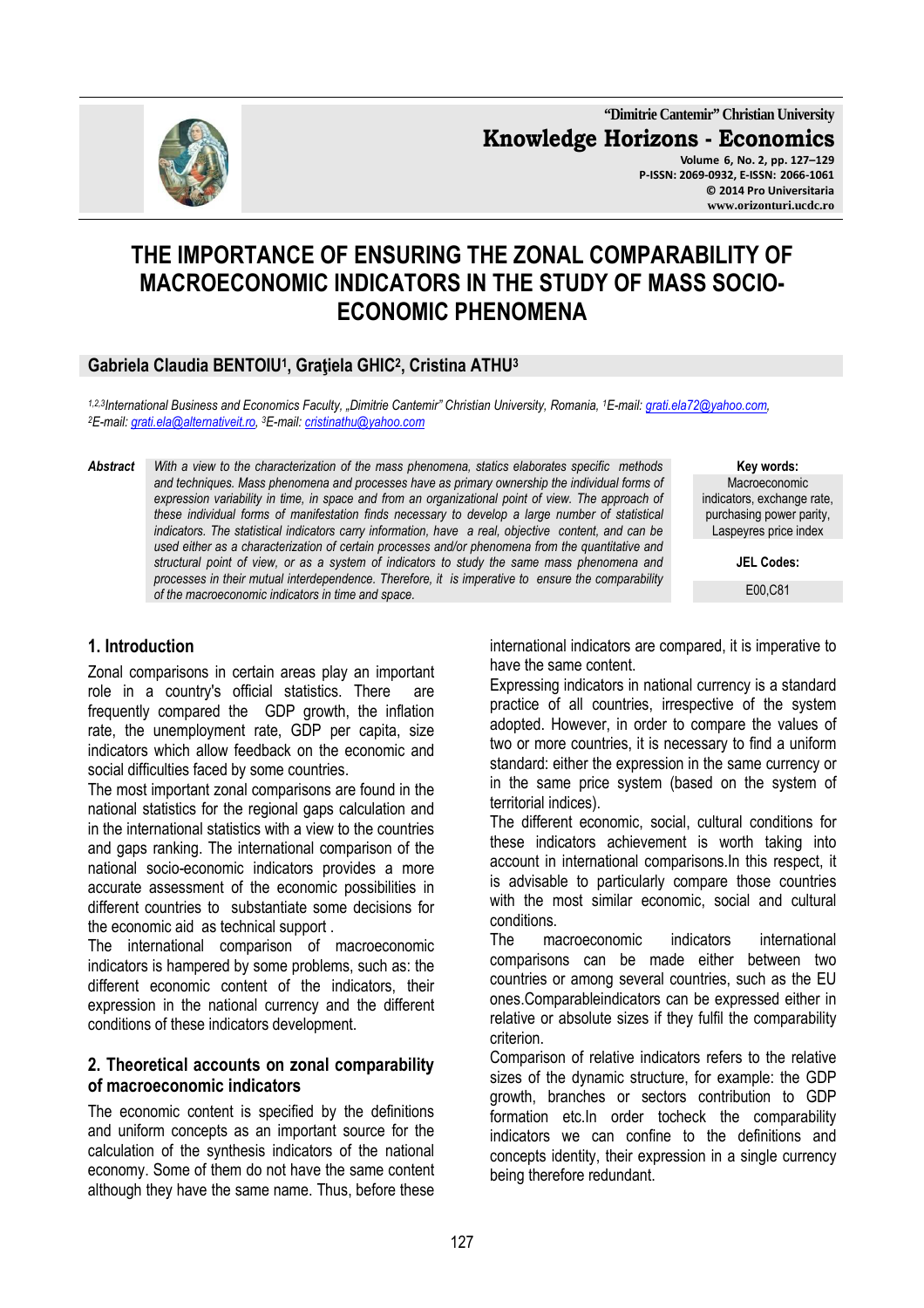# THE IMPORTANCE OF ENSURING THE ZONAL COMPARABILITY OF MACROECONOMIC INDICATORS IN THE STUDY OF MASS SOCIO-ECONOMIC PHENOMENA

**Gabriela Claudia BENTOIU[1], Graţiela GHIC[2], Cristina ATHU[3]**

[1,2,3]*International Business and Economics Faculty, „Dimitrie Cantemir" Christian University, Romania,* [1]*E-mail: grati.ela72@yahoo.com,* [2]*E-mail: grati.ela@alternativeit.ro,* [3]*E-mail: cristinathu@yahoo.com*

***Abstract*** *With a view to the characterization of the mass phenomena, statics elaborates specific methods and techniques. Mass phenomena and processes have as primary ownership the individual forms of expression variability in time, in space and from an organizational point of view. The approach of these individual forms of manifestation finds necessary to develop a large number of statistical indicators. The statistical indicators carry information, have a real, objective content, and can be used either as a characterization of certain processes and/or phenomena from the quantitative and structural point of view, or as a system of indicators to study the same mass phenomena and processes in their mutual interdependence. Therefore, it is imperative to ensure the comparability of the macroeconomic indicators in time and space.*

**Key words:** Macroeconomic indicators, exchange rate, purchasing power parity, Laspeyres price index

**JEL Codes:** E00,C81

## 1. Introduction

Zonal comparisons in certain areas play an important role in a country's official statistics. There are frequently compared the GDP growth, the inflation rate, the unemployment rate, GDP per capita, size indicators which allow feedback on the economic and social difficulties faced by some countries.

The most important zonal comparisons are found in the national statistics for the regional gaps calculation and in the international statistics with a view to the countries and gaps ranking. The international comparison of the national socio-economic indicators provides a more accurate assessment of the economic possibilities in different countries to substantiate some decisions for the economic aid as technical support .

The international comparison of macroeconomic indicators is hampered by some problems, such as: the different economic content of the indicators, their expression in the national currency and the different conditions of these indicators development.

## 2. Theoretical accounts on zonal comparability of macroeconomic indicators

The economic content is specified by the definitions and uniform concepts as an important source for the calculation of the synthesis indicators of the national economy. Some of them do not have the same content although they have the same name. Thus, before these international indicators are compared, it is imperative to have the same content.

Expressing indicators in national currency is a standard practice of all countries, irrespective of the system adopted. However, in order to compare the values of two or more countries, it is necessary to find a uniform standard: either the expression in the same currency or in the same price system (based on the system of territorial indices).

The different economic, social, cultural conditions for these indicators achievement is worth taking into account in international comparisons.In this respect, it is advisable to particularly compare those countries with the most similar economic, social and cultural conditions.

The macroeconomic indicators international comparisons can be made either between two countries or among several countries, such as the EU ones.Comparableindicators can be expressed either in relative or absolute sizes if they fulfil the comparability criterion.

Comparison of relative indicators refers to the relative sizes of the dynamic structure, for example: the GDP growth, branches or sectors contribution to GDP formation etc.In order tocheck the comparability indicators we can confine to the definitions and concepts identity, their expression in a single currency being therefore redundant.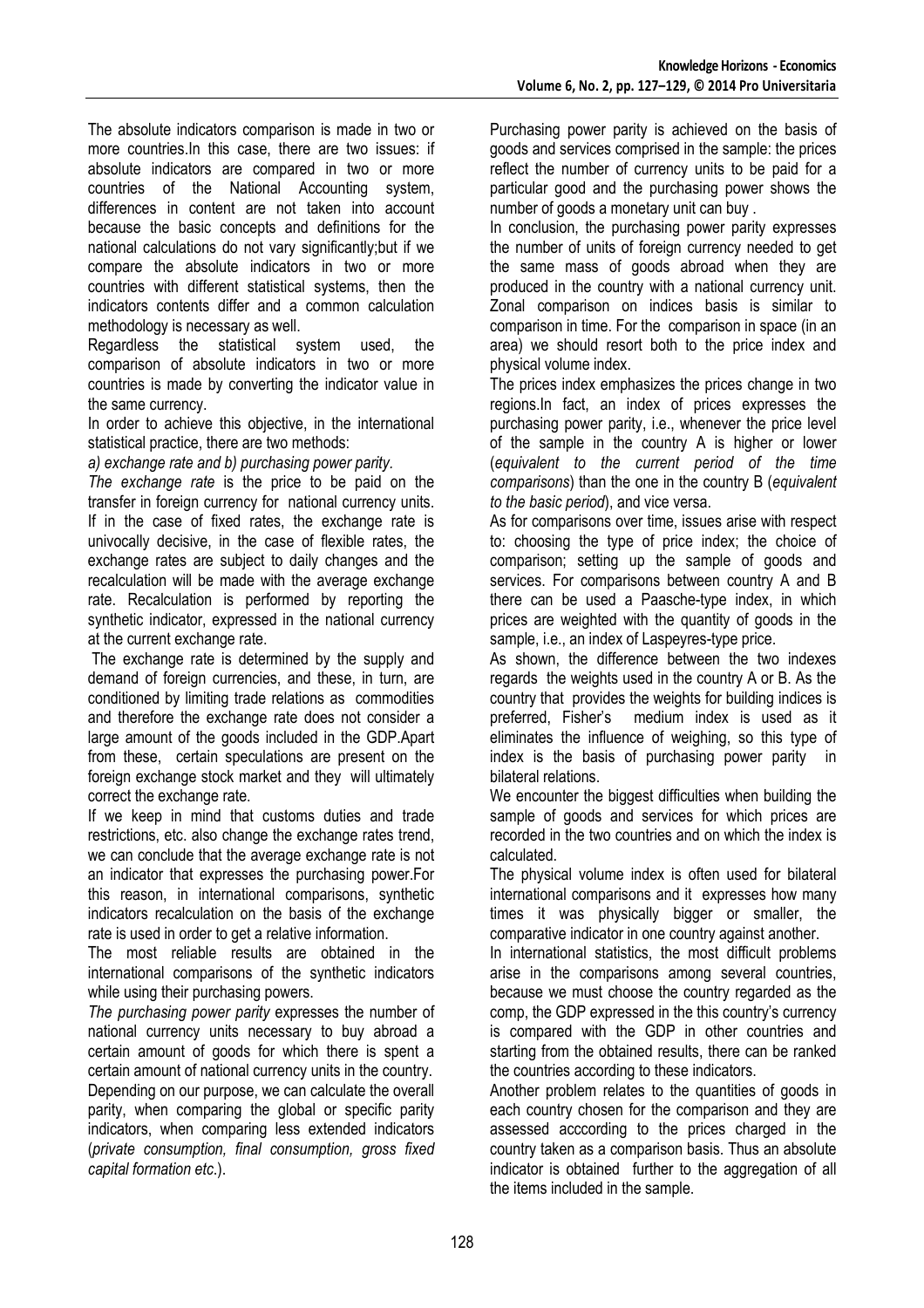The absolute indicators comparison is made in two or more countries.In this case, there are two issues: if absolute indicators are compared in two or more countries of the National Accounting system, differences in content are not taken into account because the basic concepts and definitions for the national calculations do not vary significantly;but if we compare the absolute indicators in two or more countries with different statistical systems, then the indicators contents differ and a common calculation methodology is necessary as well.

Regardless the statistical system used, the comparison of absolute indicators in two or more countries is made by converting the indicator value in the same currency.

In order to achieve this objective, in the international statistical practice, there are two methods:

*a) exchange rate and b) purchasing power parity.*

*The exchange rate* is the price to be paid on the transfer in foreign currency for national currency units. If in the case of fixed rates, the exchange rate is univocally decisive, in the case of flexible rates, the exchange rates are subject to daily changes and the recalculation will be made with the average exchange rate. Recalculation is performed by reporting the synthetic indicator, expressed in the national currency at the current exchange rate.

The exchange rate is determined by the supply and demand of foreign currencies, and these, in turn, are conditioned by limiting trade relations as commodities and therefore the exchange rate does not consider a large amount of the goods included in the GDP.Apart from these, certain speculations are present on the foreign exchange stock market and they will ultimately correct the exchange rate.

If we keep in mind that customs duties and trade restrictions, etc. also change the exchange rates trend, we can conclude that the average exchange rate is not an indicator that expresses the purchasing power.For this reason, in international comparisons, synthetic indicators recalculation on the basis of the exchange rate is used in order to get a relative information.

The most reliable results are obtained in the international comparisons of the synthetic indicators while using their purchasing powers.

*The purchasing power parity* expresses the number of national currency units necessary to buy abroad a certain amount of goods for which there is spent a certain amount of national currency units in the country.

Depending on our purpose, we can calculate the overall parity, when comparing the global or specific parity indicators, when comparing less extended indicators (*private consumption, final consumption, gross fixed capital formation etc*.).

Purchasing power parity is achieved on the basis of goods and services comprised in the sample: the prices reflect the number of currency units to be paid for a particular good and the purchasing power shows the number of goods a monetary unit can buy .

In conclusion, the purchasing power parity expresses the number of units of foreign currency needed to get the same mass of goods abroad when they are produced in the country with a national currency unit.

Zonal comparison on indices basis is similar to comparison in time. For the comparison in space (in an area) we should resort both to the price index and physical volume index.

The prices index emphasizes the prices change in two regions.In fact, an index of prices expresses the purchasing power parity, i.e., whenever the price level of the sample in the country A is higher or lower (*equivalent to the current period of the time comparisons*) than the one in the country B (*equivalent to the basic period*), and vice versa.

As for comparisons over time, issues arise with respect to: choosing the type of price index; the choice of comparison; setting up the sample of goods and services. For comparisons between country A and B there can be used a Paasche-type index, in which prices are weighted with the quantity of goods in the sample, i.e., an index of Laspeyres-type price.

As shown, the difference between the two indexes regards the weights used in the country A or B. As the country that provides the weights for building indices is preferred, Fisher's medium index is used as it eliminates the influence of weighing, so this type of index is the basis of purchasing power parity in bilateral relations.

We encounter the biggest difficulties when building the sample of goods and services for which prices are recorded in the two countries and on which the index is calculated.

The physical volume index is often used for bilateral international comparisons and it expresses how many times it was physically bigger or smaller, the comparative indicator in one country against another.

In international statistics, the most difficult problems arise in the comparisons among several countries, because we must choose the country regarded as the comp, the GDP expressed in the this country's currency is compared with the GDP in other countries and starting from the obtained results, there can be ranked the countries according to these indicators.

Another problem relates to the quantities of goods in each country chosen for the comparison and they are assessed acccording to the prices charged in the country taken as a comparison basis. Thus an absolute indicator is obtained further to the aggregation of all the items included in the sample.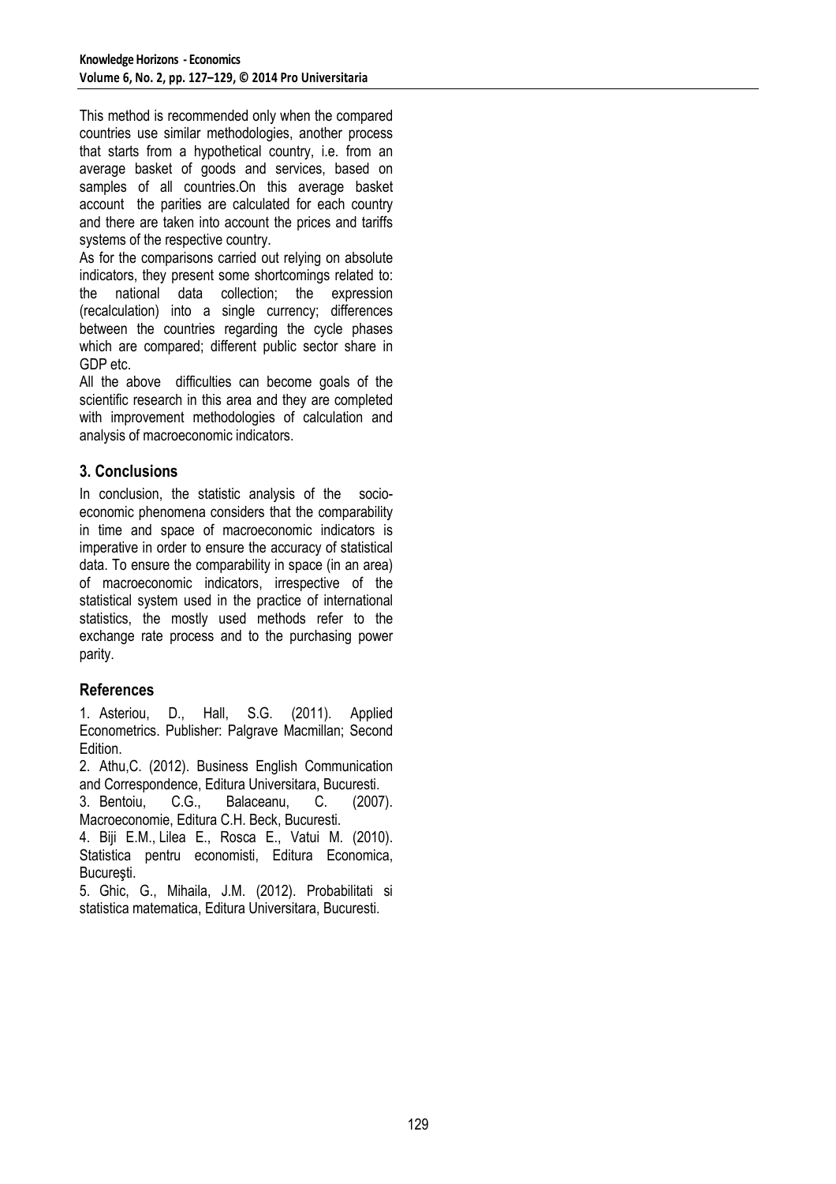This method is recommended only when the compared countries use similar methodologies, another process that starts from a hypothetical country, i.e. from an average basket of goods and services, based on samples of all countries.On this average basket account the parities are calculated for each country and there are taken into account the prices and tariffs systems of the respective country.

As for the comparisons carried out relying on absolute indicators, they present some shortcomings related to: the national data collection; the expression (recalculation) into a single currency; differences between the countries regarding the cycle phases which are compared; different public sector share in GDP etc.

All the above difficulties can become goals of the scientific research in this area and they are completed with improvement methodologies of calculation and analysis of macroeconomic indicators.

## 3. Conclusions

In conclusion, the statistic analysis of the socio-economic phenomena considers that the comparability in time and space of macroeconomic indicators is imperative in order to ensure the accuracy of statistical data. To ensure the comparability in space (in an area) of macroeconomic indicators, irrespective of the statistical system used in the practice of international statistics, the mostly used methods refer to the exchange rate process and to the purchasing power parity.

## References

1. Asteriou, D., Hall, S.G. (2011). Applied Econometrics. Publisher: Palgrave Macmillan; Second Edition.
2. Athu,C. (2012). Business English Communication and Correspondence, Editura Universitara, Bucuresti.
3. Bentoiu, C.G., Balaceanu, C. (2007). Macroeconomie, Editura C.H. Beck, Bucuresti.
4. Biji E.M., Lilea E., Rosca E., Vatui M. (2010). Statistica pentru economisti, Editura Economica, Bucureşti.
5. Ghic, G., Mihaila, J.M. (2012). Probabilitati si statistica matematica, Editura Universitara, Bucuresti.